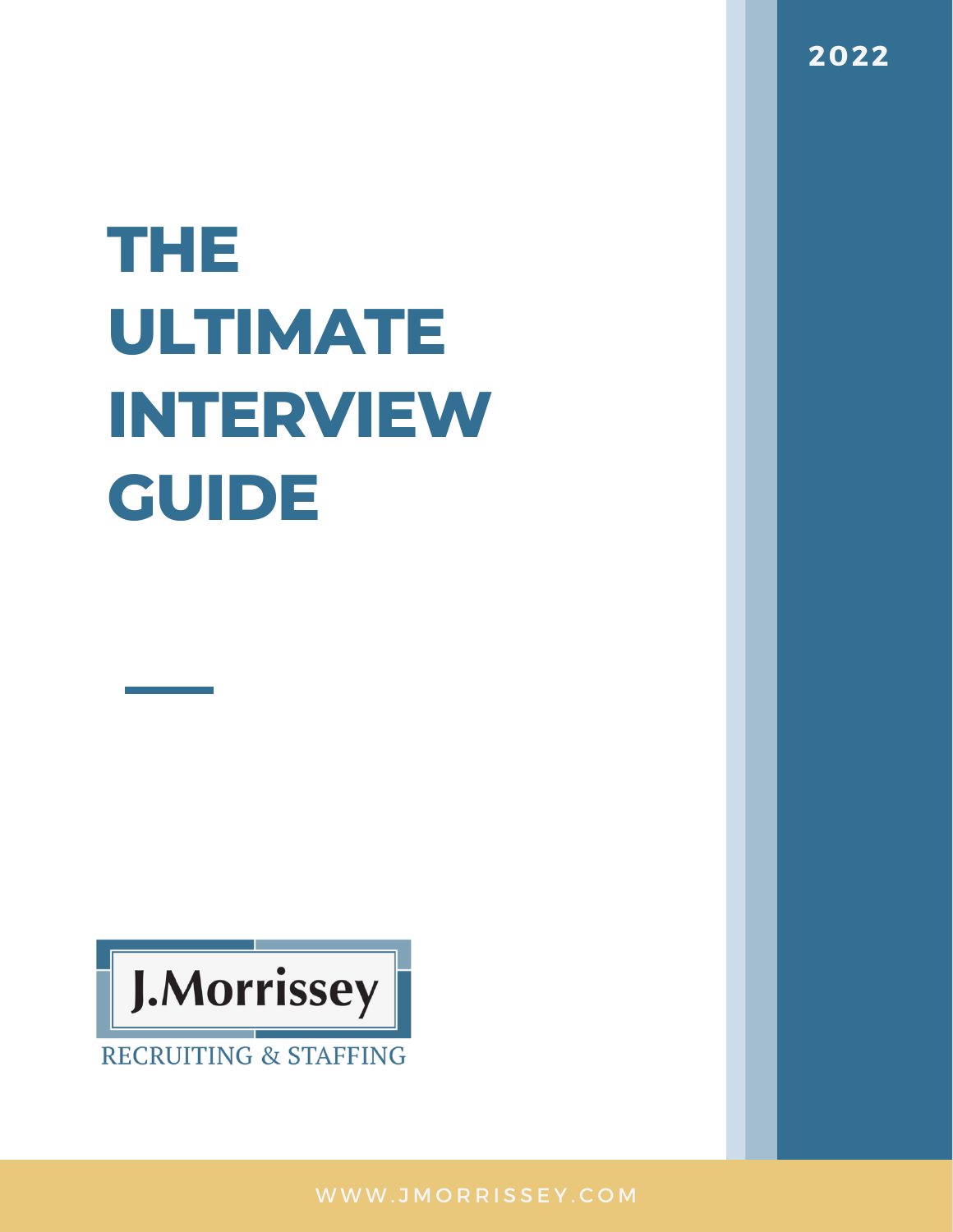2022

# THE ULTIMATE INTERVIEW GUIDE

J.Morrissey

RECRUITING & STAFFING

WWW.JMORRISSEY.COM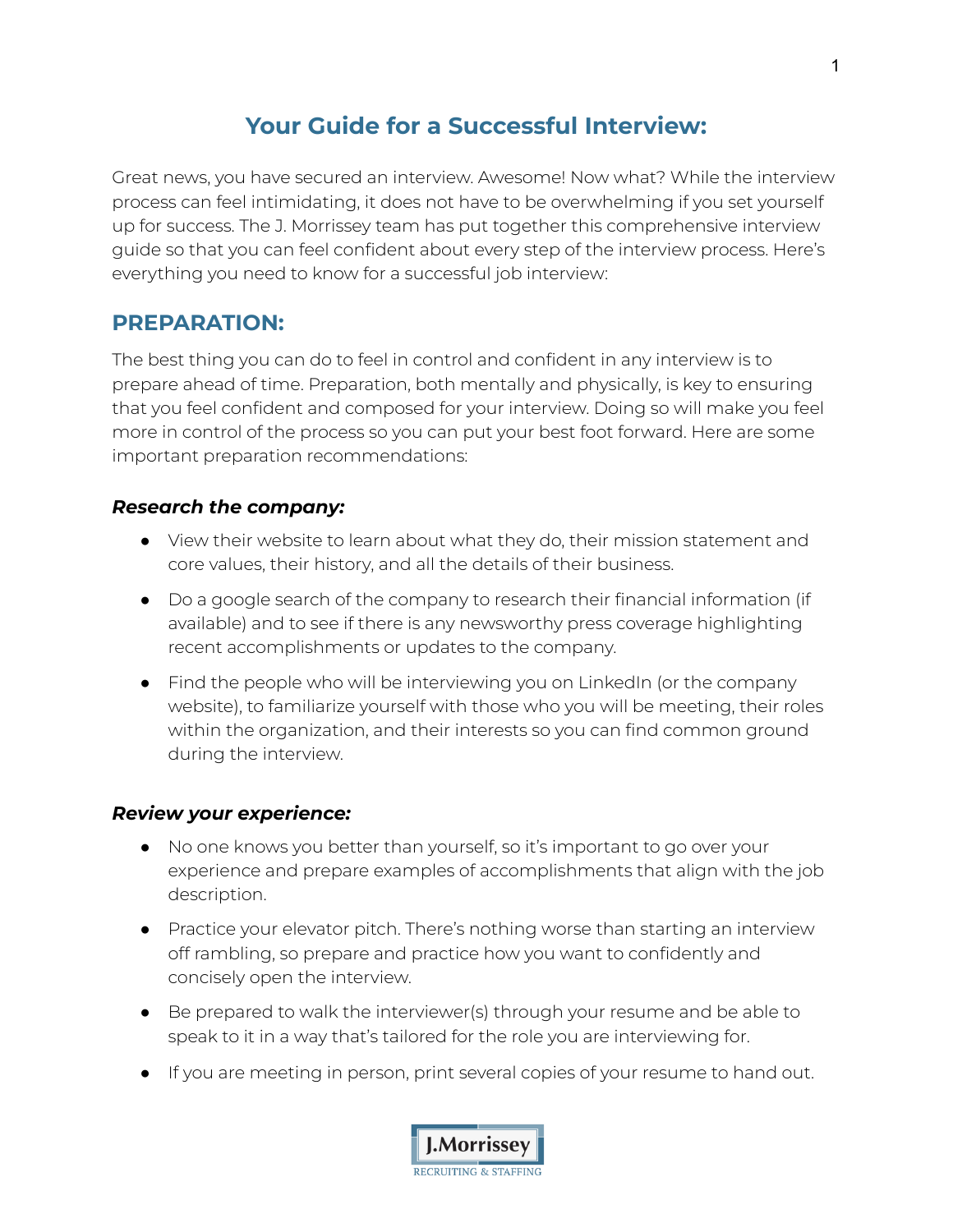# Your Guide for a Successful Interview:

Great news, you have secured an interview. Awesome! Now what? While the interview process can feel intimidating, it does not have to be overwhelming if you set yourself up for success. The J. Morrissey team has put together this comprehensive interview guide so that you can feel confident about every step of the interview process. Here's everything you need to know for a successful job interview:

## PREPARATION:

The best thing you can do to feel in control and confident in any interview is to prepare ahead of time. Preparation, both mentally and physically, is key to ensuring that you feel confident and composed for your interview. Doing so will make you feel more in control of the process so you can put your best foot forward. Here are some important preparation recommendations:

### *Research the company:*

- View their website to learn about what they do, their mission statement and core values, their history, and all the details of their business.
- Do a google search of the company to research their financial information (if available) and to see if there is any newsworthy press coverage highlighting recent accomplishments or updates to the company.
- Find the people who will be interviewing you on LinkedIn (or the company website), to familiarize yourself with those who you will be meeting, their roles within the organization, and their interests so you can find common ground during the interview.

### *Review your experience:*

- No one knows you better than yourself, so it's important to go over your experience and prepare examples of accomplishments that align with the job description.
- Practice your elevator pitch. There's nothing worse than starting an interview off rambling, so prepare and practice how you want to confidently and concisely open the interview.
- Be prepared to walk the interviewer(s) through your resume and be able to speak to it in a way that's tailored for the role you are interviewing for.
- If you are meeting in person, print several copies of your resume to hand out.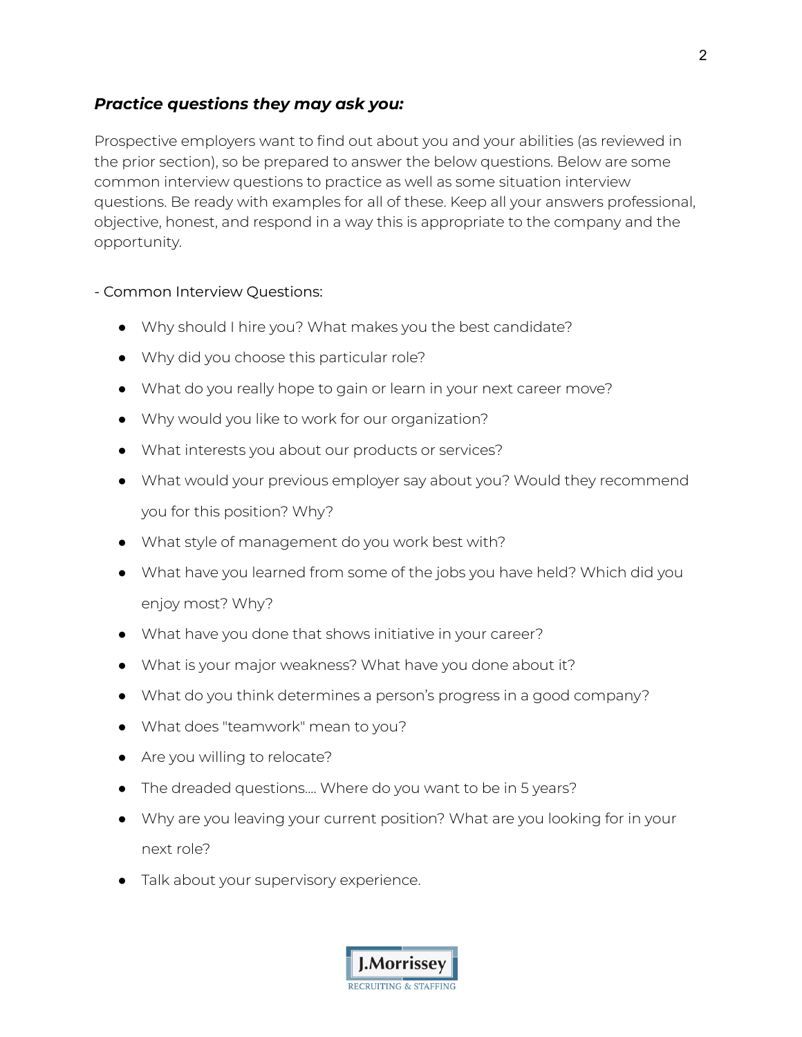### ***Practice questions they may ask you:***

Prospective employers want to find out about you and your abilities (as reviewed in the prior section), so be prepared to answer the below questions. Below are some common interview questions to practice as well as some situation interview questions. Be ready with examples for all of these. Keep all your answers professional, objective, honest, and respond in a way this is appropriate to the company and the opportunity.

- Common Interview Questions:

- Why should I hire you? What makes you the best candidate?
- Why did you choose this particular role?
- What do you really hope to gain or learn in your next career move?
- Why would you like to work for our organization?
- What interests you about our products or services?
- What would your previous employer say about you? Would they recommend you for this position? Why?
- What style of management do you work best with?
- What have you learned from some of the jobs you have held? Which did you enjoy most? Why?
- What have you done that shows initiative in your career?
- What is your major weakness? What have you done about it?
- What do you think determines a person's progress in a good company?
- What does "teamwork" mean to you?
- Are you willing to relocate?
- The dreaded questions.... Where do you want to be in 5 years?
- Why are you leaving your current position? What are you looking for in your next role?
- Talk about your supervisory experience.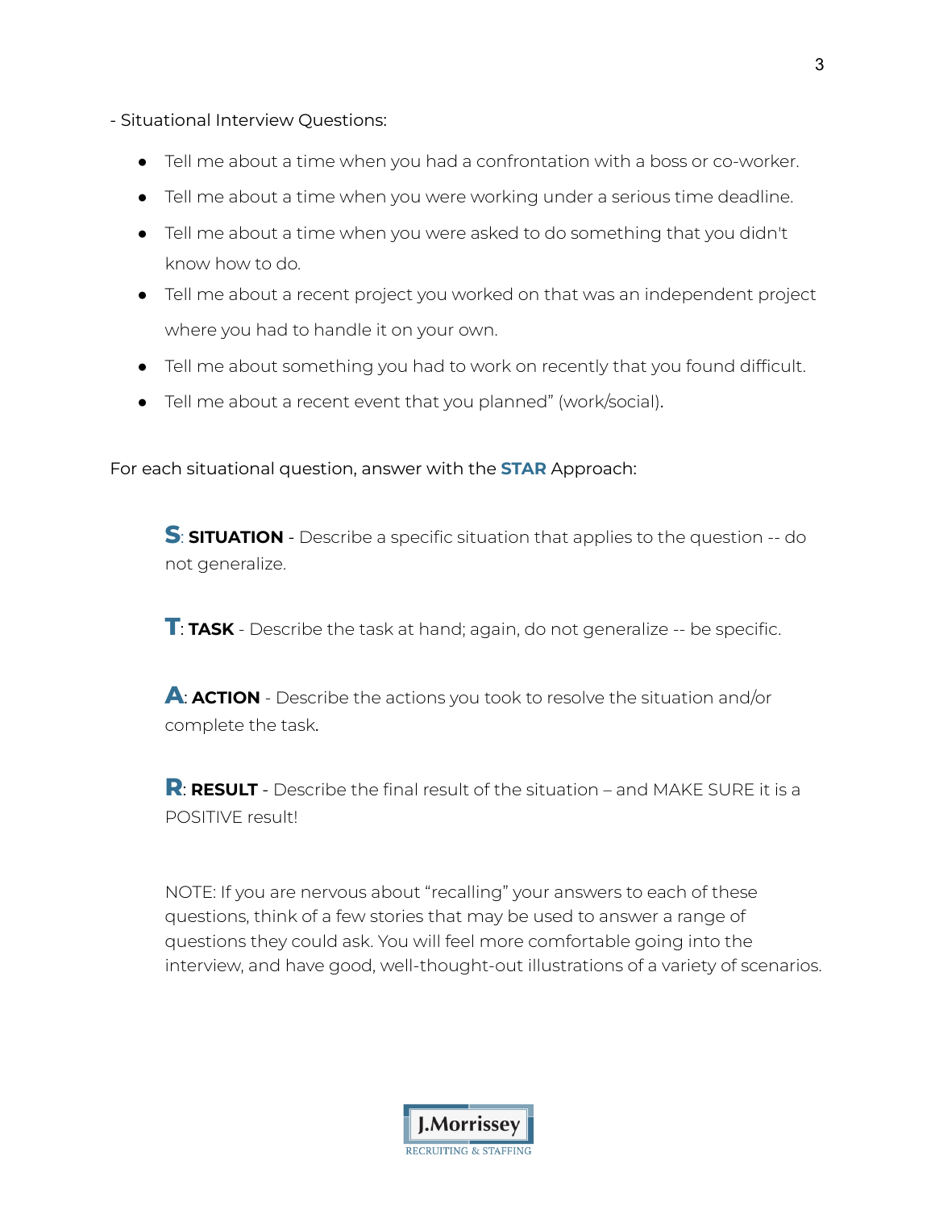- Situational Interview Questions:

- Tell me about a time when you had a confrontation with a boss or co-worker.
- Tell me about a time when you were working under a serious time deadline.
- Tell me about a time when you were asked to do something that you didn't know how to do.
- Tell me about a recent project you worked on that was an independent project where you had to handle it on your own.
- Tell me about something you had to work on recently that you found difficult.
- Tell me about a recent event that you planned" (work/social).

For each situational question, answer with the **STAR** Approach:

> **S**: **SITUATION** - Describe a specific situation that applies to the question -- do not generalize.
>
> **T**: **TASK** - Describe the task at hand; again, do not generalize -- be specific.
>
> **A**: **ACTION** - Describe the actions you took to resolve the situation and/or complete the task.
>
> **R**: **RESULT** - Describe the final result of the situation – and MAKE SURE it is a POSITIVE result!
>
> NOTE: If you are nervous about "recalling" your answers to each of these questions, think of a few stories that may be used to answer a range of questions they could ask. You will feel more comfortable going into the interview, and have good, well-thought-out illustrations of a variety of scenarios.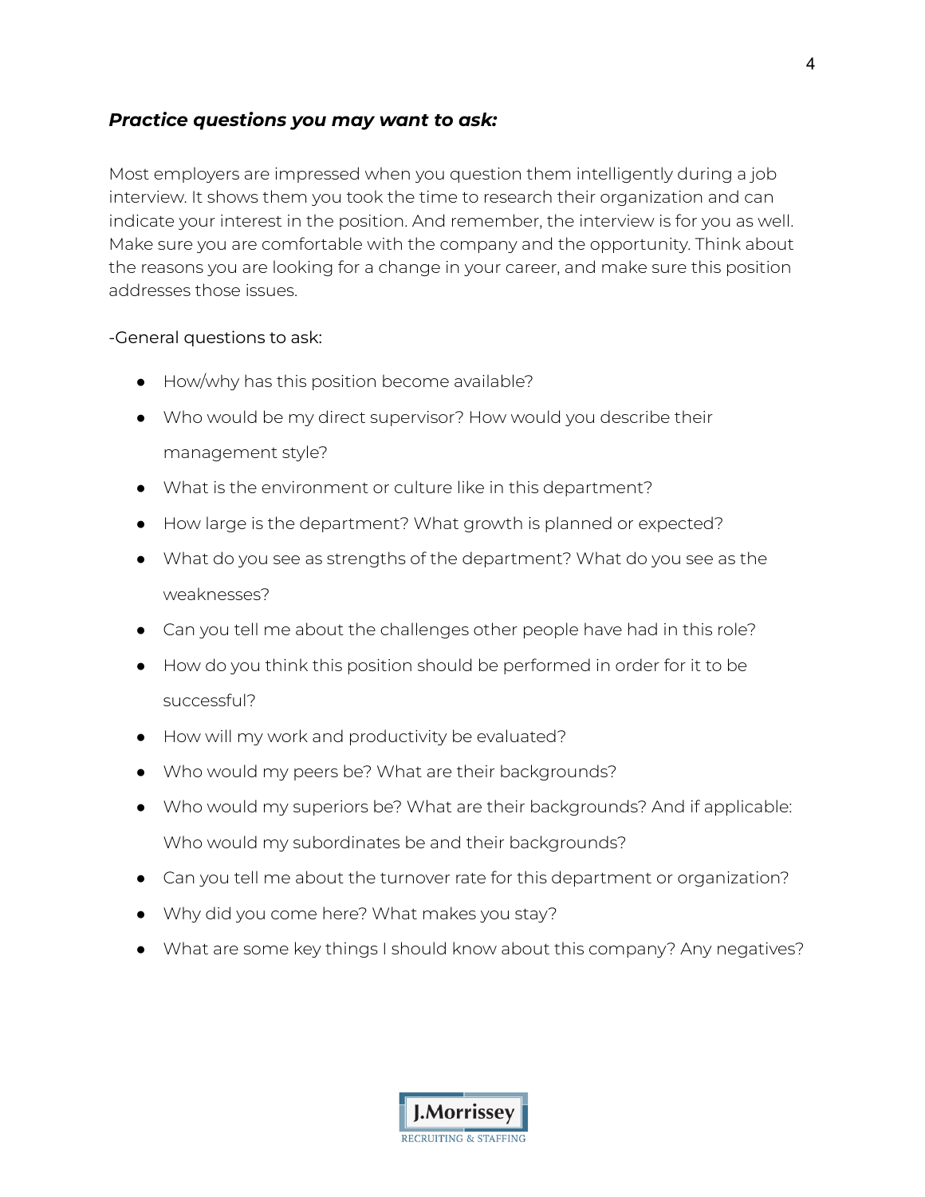### ***Practice questions you may want to ask:***

Most employers are impressed when you question them intelligently during a job interview. It shows them you took the time to research their organization and can indicate your interest in the position. And remember, the interview is for you as well. Make sure you are comfortable with the company and the opportunity. Think about the reasons you are looking for a change in your career, and make sure this position addresses those issues.

-General questions to ask:

- How/why has this position become available?
- Who would be my direct supervisor? How would you describe their management style?
- What is the environment or culture like in this department?
- How large is the department? What growth is planned or expected?
- What do you see as strengths of the department? What do you see as the weaknesses?
- Can you tell me about the challenges other people have had in this role?
- How do you think this position should be performed in order for it to be successful?
- How will my work and productivity be evaluated?
- Who would my peers be? What are their backgrounds?
- Who would my superiors be? What are their backgrounds? And if applicable: Who would my subordinates be and their backgrounds?
- Can you tell me about the turnover rate for this department or organization?
- Why did you come here? What makes you stay?
- What are some key things I should know about this company? Any negatives?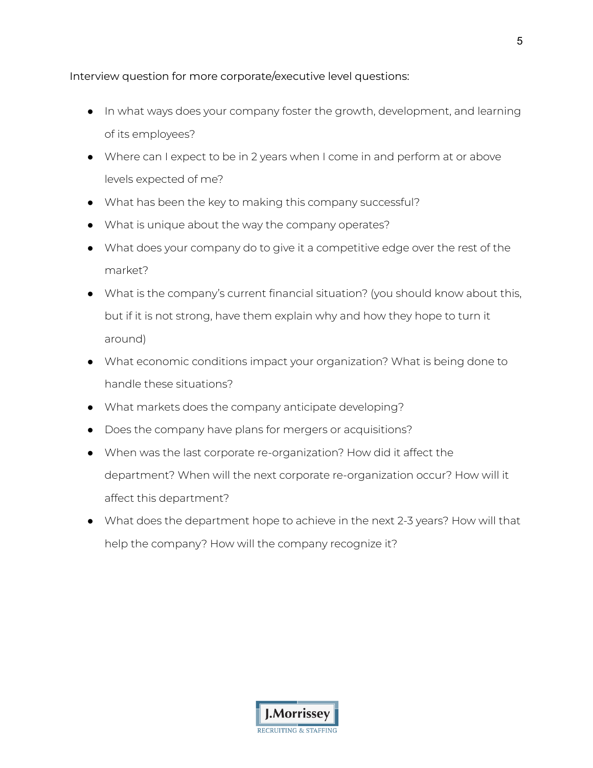Interview question for more corporate/executive level questions:

- In what ways does your company foster the growth, development, and learning of its employees?
- Where can I expect to be in 2 years when I come in and perform at or above levels expected of me?
- What has been the key to making this company successful?
- What is unique about the way the company operates?
- What does your company do to give it a competitive edge over the rest of the market?
- What is the company's current financial situation? (you should know about this, but if it is not strong, have them explain why and how they hope to turn it around)
- What economic conditions impact your organization? What is being done to handle these situations?
- What markets does the company anticipate developing?
- Does the company have plans for mergers or acquisitions?
- When was the last corporate re-organization? How did it affect the department? When will the next corporate re-organization occur? How will it affect this department?
- What does the department hope to achieve in the next 2-3 years? How will that help the company? How will the company recognize it?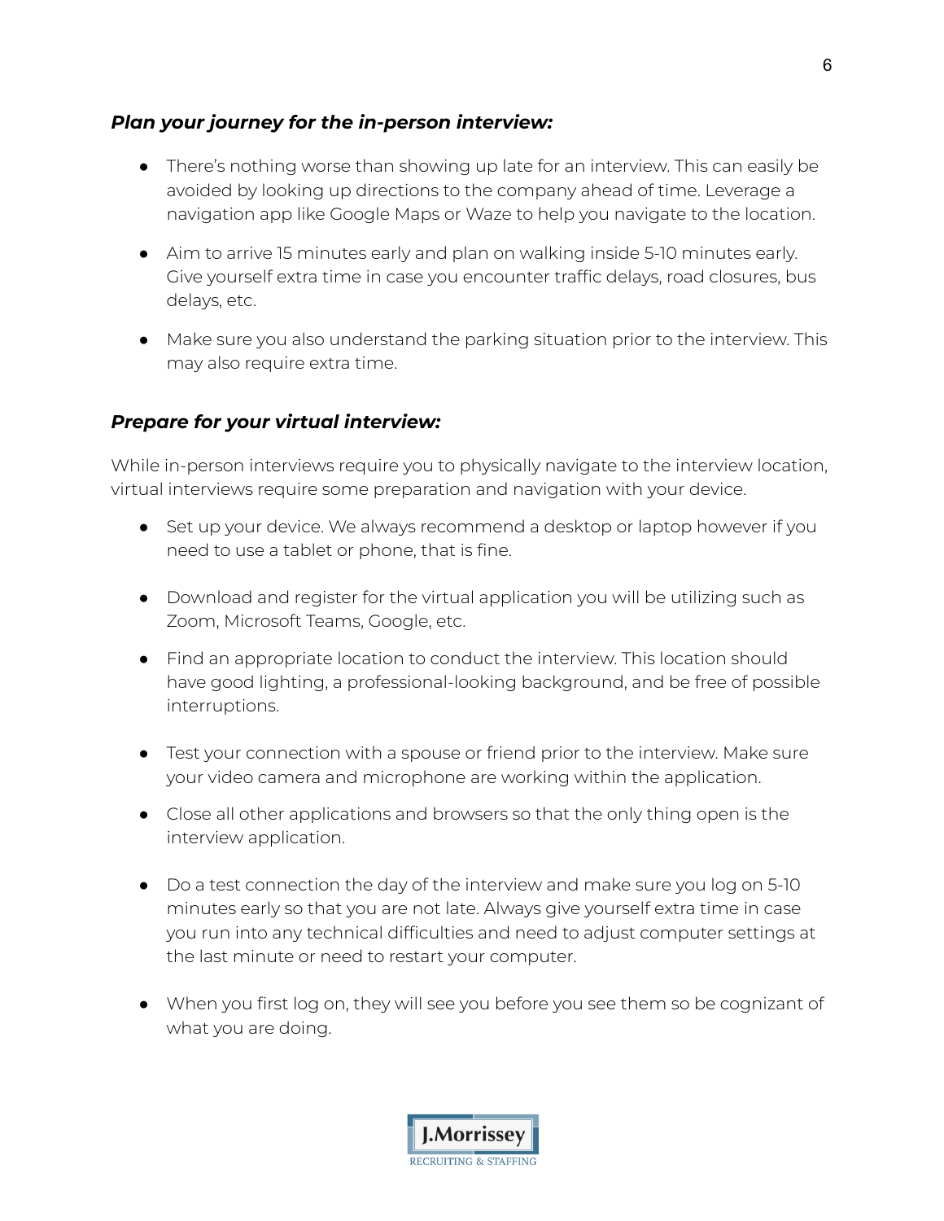### ***Plan your journey for the in-person interview:***

- There's nothing worse than showing up late for an interview. This can easily be avoided by looking up directions to the company ahead of time. Leverage a navigation app like Google Maps or Waze to help you navigate to the location.

- Aim to arrive 15 minutes early and plan on walking inside 5-10 minutes early. Give yourself extra time in case you encounter traffic delays, road closures, bus delays, etc.

- Make sure you also understand the parking situation prior to the interview. This may also require extra time.

### ***Prepare for your virtual interview:***

While in-person interviews require you to physically navigate to the interview location, virtual interviews require some preparation and navigation with your device.

- Set up your device. We always recommend a desktop or laptop however if you need to use a tablet or phone, that is fine.

- Download and register for the virtual application you will be utilizing such as Zoom, Microsoft Teams, Google, etc.

- Find an appropriate location to conduct the interview. This location should have good lighting, a professional-looking background, and be free of possible interruptions.

- Test your connection with a spouse or friend prior to the interview. Make sure your video camera and microphone are working within the application.

- Close all other applications and browsers so that the only thing open is the interview application.

- Do a test connection the day of the interview and make sure you log on 5-10 minutes early so that you are not late. Always give yourself extra time in case you run into any technical difficulties and need to adjust computer settings at the last minute or need to restart your computer.

- When you first log on, they will see you before you see them so be cognizant of what you are doing.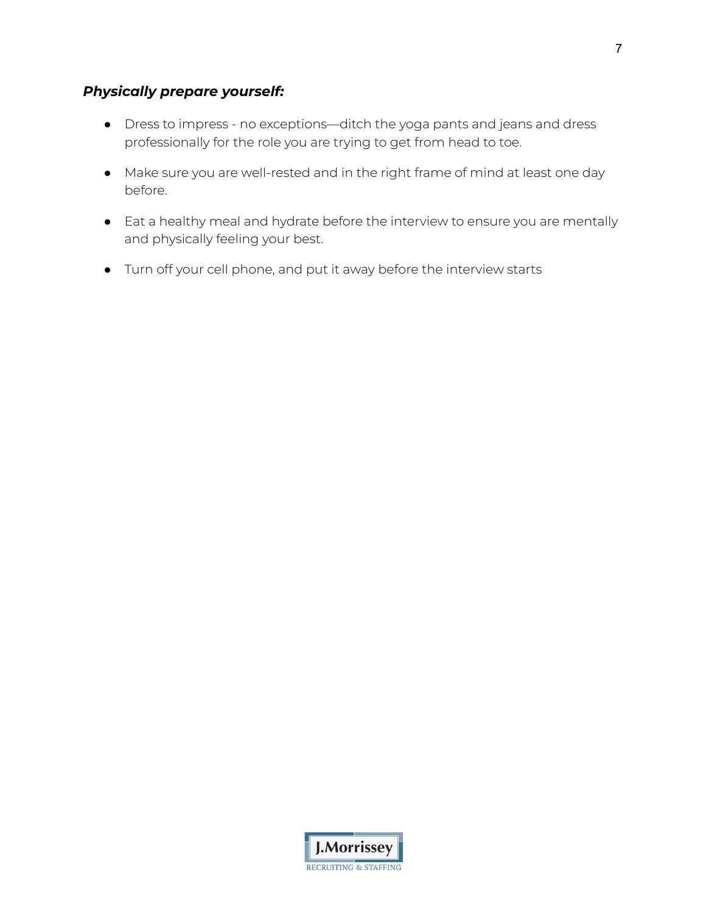***Physically prepare yourself:***

- Dress to impress - no exceptions—ditch the yoga pants and jeans and dress professionally for the role you are trying to get from head to toe.
- Make sure you are well-rested and in the right frame of mind at least one day before.
- Eat a healthy meal and hydrate before the interview to ensure you are mentally and physically feeling your best.
- Turn off your cell phone, and put it away before the interview starts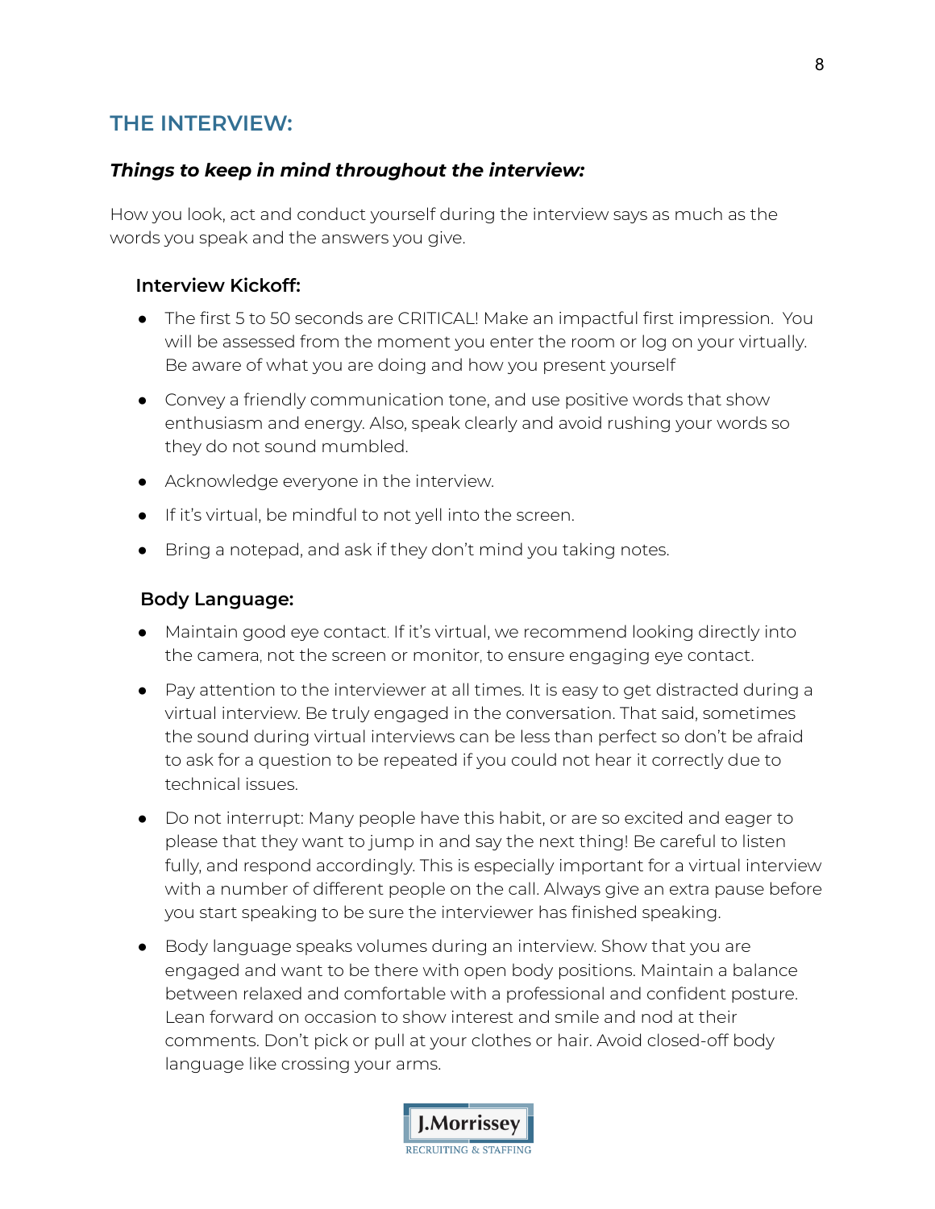## THE INTERVIEW:

### *Things to keep in mind throughout the interview:*

How you look, act and conduct yourself during the interview says as much as the words you speak and the answers you give.

#### Interview Kickoff:

- The first 5 to 50 seconds are CRITICAL! Make an impactful first impression. You will be assessed from the moment you enter the room or log on your virtually. Be aware of what you are doing and how you present yourself
- Convey a friendly communication tone, and use positive words that show enthusiasm and energy. Also, speak clearly and avoid rushing your words so they do not sound mumbled.
- Acknowledge everyone in the interview.
- If it's virtual, be mindful to not yell into the screen.
- Bring a notepad, and ask if they don't mind you taking notes.

#### Body Language:

- Maintain good eye contact. If it's virtual, we recommend looking directly into the camera, not the screen or monitor, to ensure engaging eye contact.
- Pay attention to the interviewer at all times. It is easy to get distracted during a virtual interview. Be truly engaged in the conversation. That said, sometimes the sound during virtual interviews can be less than perfect so don't be afraid to ask for a question to be repeated if you could not hear it correctly due to technical issues.
- Do not interrupt: Many people have this habit, or are so excited and eager to please that they want to jump in and say the next thing! Be careful to listen fully, and respond accordingly. This is especially important for a virtual interview with a number of different people on the call. Always give an extra pause before you start speaking to be sure the interviewer has finished speaking.
- Body language speaks volumes during an interview. Show that you are engaged and want to be there with open body positions. Maintain a balance between relaxed and comfortable with a professional and confident posture. Lean forward on occasion to show interest and smile and nod at their comments. Don't pick or pull at your clothes or hair. Avoid closed-off body language like crossing your arms.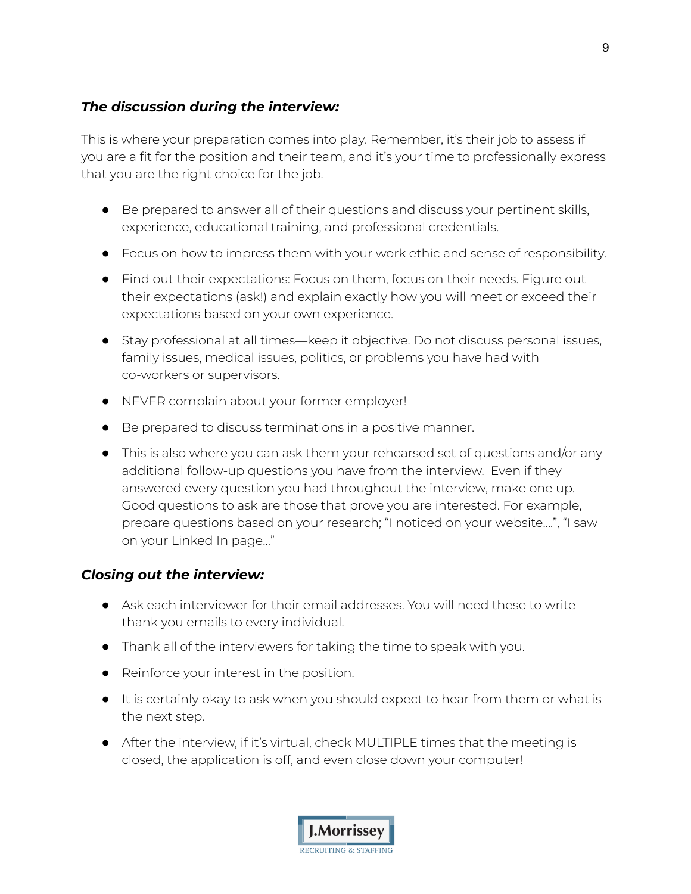### ***The discussion during the interview:***

This is where your preparation comes into play. Remember, it's their job to assess if you are a fit for the position and their team, and it's your time to professionally express that you are the right choice for the job.

- Be prepared to answer all of their questions and discuss your pertinent skills, experience, educational training, and professional credentials.
- Focus on how to impress them with your work ethic and sense of responsibility.
- Find out their expectations: Focus on them, focus on their needs. Figure out their expectations (ask!) and explain exactly how you will meet or exceed their expectations based on your own experience.
- Stay professional at all times—keep it objective. Do not discuss personal issues, family issues, medical issues, politics, or problems you have had with co-workers or supervisors.
- NEVER complain about your former employer!
- Be prepared to discuss terminations in a positive manner.
- This is also where you can ask them your rehearsed set of questions and/or any additional follow-up questions you have from the interview.  Even if they answered every question you had throughout the interview, make one up. Good questions to ask are those that prove you are interested. For example, prepare questions based on your research; "I noticed on your website….", "I saw on your Linked In page…"

### ***Closing out the interview:***

- Ask each interviewer for their email addresses. You will need these to write thank you emails to every individual.
- Thank all of the interviewers for taking the time to speak with you.
- Reinforce your interest in the position.
- It is certainly okay to ask when you should expect to hear from them or what is the next step.
- After the interview, if it's virtual, check MULTIPLE times that the meeting is closed, the application is off, and even close down your computer!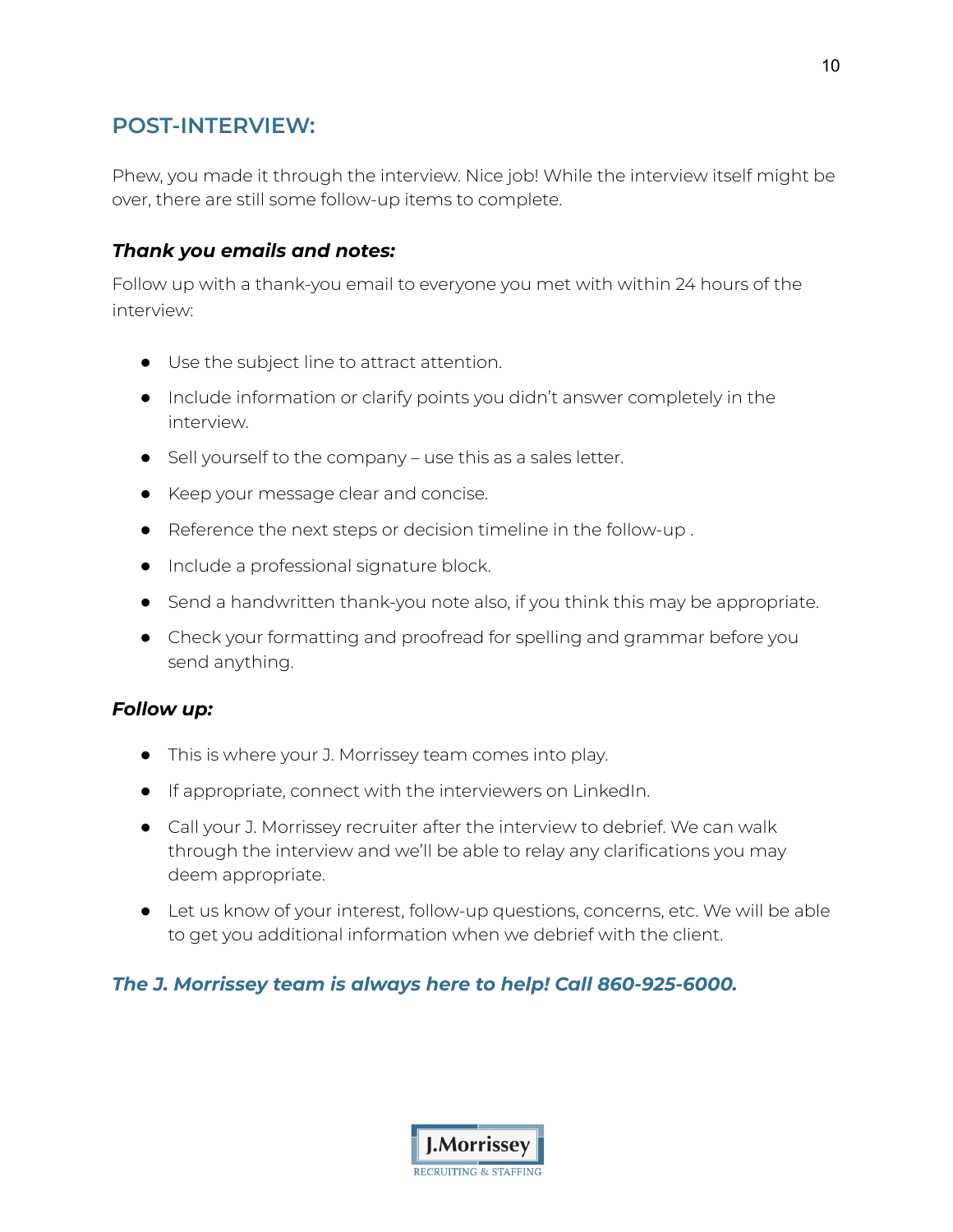## POST-INTERVIEW:

Phew, you made it through the interview. Nice job! While the interview itself might be over, there are still some follow-up items to complete.

### *Thank you emails and notes:*

Follow up with a thank-you email to everyone you met with within 24 hours of the interview:

- Use the subject line to attract attention.
- Include information or clarify points you didn't answer completely in the interview.
- Sell yourself to the company – use this as a sales letter.
- Keep your message clear and concise.
- Reference the next steps or decision timeline in the follow-up .
- Include a professional signature block.
- Send a handwritten thank-you note also, if you think this may be appropriate.
- Check your formatting and proofread for spelling and grammar before you send anything.

### *Follow up:*

- This is where your J. Morrissey team comes into play.
- If appropriate, connect with the interviewers on LinkedIn.
- Call your J. Morrissey recruiter after the interview to debrief. We can walk through the interview and we'll be able to relay any clarifications you may deem appropriate.
- Let us know of your interest, follow-up questions, concerns, etc. We will be able to get you additional information when we debrief with the client.

***The J. Morrissey team is always here to help! Call 860-925-6000.***

J.Morrissey
RECRUITING & STAFFING